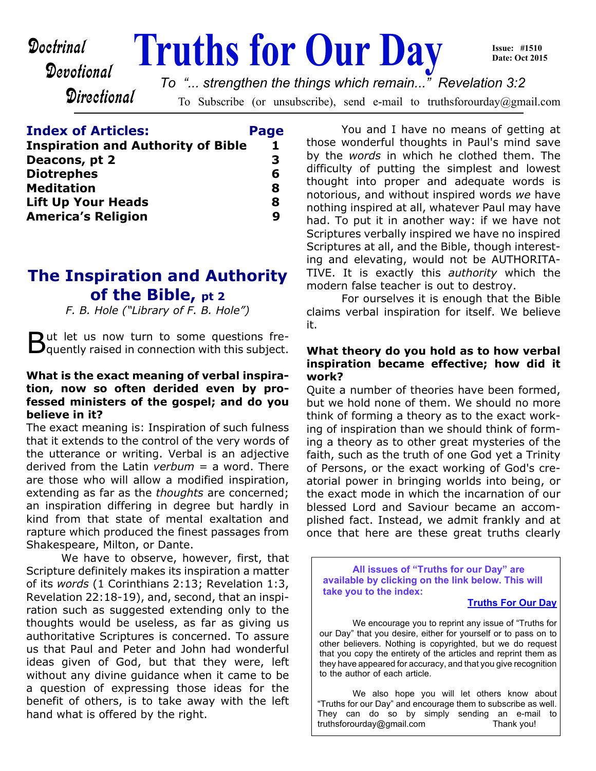Doctrinal
Devotional
Directional

# Truths for Our Day

Issue: #1510
Date: Oct 2015

To "... strengthen the things which remain..." Revelation 3:2

To Subscribe (or unsubscribe), send e-mail to truthsforourday@gmail.com

**Index of Articles:** **Page**

| Article | Page |
|---|---|
| **Inspiration and Authority of Bible** | **1** |
| **Deacons, pt 2** | **3** |
| **Diotrephes** | **6** |
| **Meditation** | **8** |
| **Lift Up Your Heads** | **8** |
| **America's Religion** | **9** |

## The Inspiration and Authority of the Bible, pt 2

*F. B. Hole ("Library of F. B. Hole")*

But let us now turn to some questions frequently raised in connection with this subject.

**What is the exact meaning of verbal inspiration, now so often derided even by professed ministers of the gospel; and do you believe in it?**

The exact meaning is: Inspiration of such fulness that it extends to the control of the very words of the utterance or writing. Verbal is an adjective derived from the Latin *verbum* = a word. There are those who will allow a modified inspiration, extending as far as the *thoughts* are concerned; an inspiration differing in degree but hardly in kind from that state of mental exaltation and rapture which produced the finest passages from Shakespeare, Milton, or Dante.

We have to observe, however, first, that Scripture definitely makes its inspiration a matter of its *words* (1 Corinthians 2:13; Revelation 1:3, Revelation 22:18-19), and, second, that an inspiration such as suggested extending only to the thoughts would be useless, as far as giving us authoritative Scriptures is concerned. To assure us that Paul and Peter and John had wonderful ideas given of God, but that they were, left without any divine guidance when it came to be a question of expressing those ideas for the benefit of others, is to take away with the left hand what is offered by the right.

You and I have no means of getting at those wonderful thoughts in Paul's mind save by the *words* in which he clothed them. The difficulty of putting the simplest and lowest thought into proper and adequate words is notorious, and without inspired words *we* have nothing inspired at all, whatever Paul may have had. To put it in another way: if we have not Scriptures verbally inspired we have no inspired Scriptures at all, and the Bible, though interesting and elevating, would not be AUTHORITATIVE. It is exactly this *authority* which the modern false teacher is out to destroy.

For ourselves it is enough that the Bible claims verbal inspiration for itself. We believe it.

**What theory do you hold as to how verbal inspiration became effective; how did it work?**

Quite a number of theories have been formed, but we hold none of them. We should no more think of forming a theory as to the exact working of inspiration than we should think of forming a theory as to other great mysteries of the faith, such as the truth of one God yet a Trinity of Persons, or the exact working of God's creatorial power in bringing worlds into being, or the exact mode in which the incarnation of our blessed Lord and Saviour became an accomplished fact. Instead, we admit frankly and at once that here are these great truths clearly

---

**All issues of "Truths for our Day" are available by clicking on the link below. This will take you to the index:**

**Truths For Our Day**

We encourage you to reprint any issue of "Truths for our Day" that you desire, either for yourself or to pass on to other believers. Nothing is copyrighted, but we do request that you copy the entirety of the articles and reprint them as they have appeared for accuracy, and that you give recognition to the author of each article.

We also hope you will let others know about "Truths for our Day" and encourage them to subscribe as well. They can do so by simply sending an e-mail to truthsforourday@gmail.com Thank you!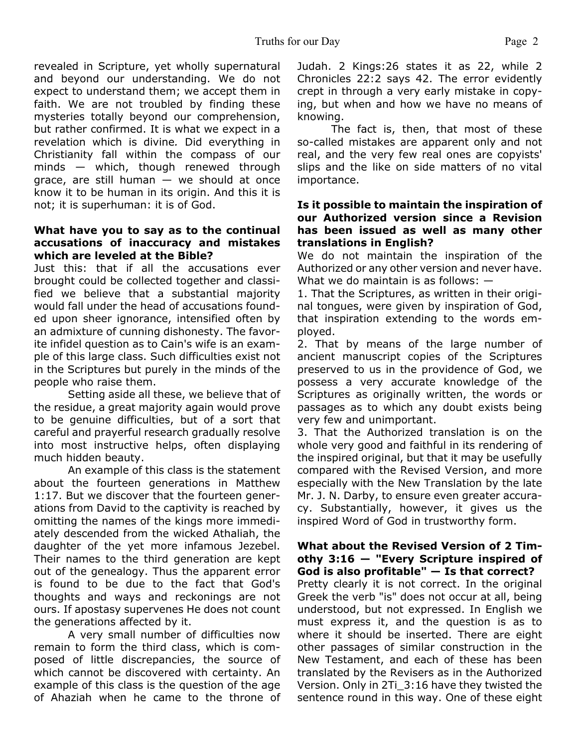revealed in Scripture, yet wholly supernatural and beyond our understanding. We do not expect to understand them; we accept them in faith. We are not troubled by finding these mysteries totally beyond our comprehension, but rather confirmed. It is what we expect in a revelation which is divine. Did everything in Christianity fall within the compass of our minds — which, though renewed through grace, are still human — we should at once know it to be human in its origin. And this it is not; it is superhuman: it is of God.

**What have you to say as to the continual accusations of inaccuracy and mistakes which are leveled at the Bible?**

Just this: that if all the accusations ever brought could be collected together and classified we believe that a substantial majority would fall under the head of accusations founded upon sheer ignorance, intensified often by an admixture of cunning dishonesty. The favorite infidel question as to Cain's wife is an example of this large class. Such difficulties exist not in the Scriptures but purely in the minds of the people who raise them.

Setting aside all these, we believe that of the residue, a great majority again would prove to be genuine difficulties, but of a sort that careful and prayerful research gradually resolve into most instructive helps, often displaying much hidden beauty.

An example of this class is the statement about the fourteen generations in Matthew 1:17. But we discover that the fourteen generations from David to the captivity is reached by omitting the names of the kings more immediately descended from the wicked Athaliah, the daughter of the yet more infamous Jezebel. Their names to the third generation are kept out of the genealogy. Thus the apparent error is found to be due to the fact that God's thoughts and ways and reckonings are not ours. If apostasy supervenes He does not count the generations affected by it.

A very small number of difficulties now remain to form the third class, which is composed of little discrepancies, the source of which cannot be discovered with certainty. An example of this class is the question of the age of Ahaziah when he came to the throne of Judah. 2 Kings:26 states it as 22, while 2 Chronicles 22:2 says 42. The error evidently crept in through a very early mistake in copying, but when and how we have no means of knowing.

The fact is, then, that most of these so-called mistakes are apparent only and not real, and the very few real ones are copyists' slips and the like on side matters of no vital importance.

**Is it possible to maintain the inspiration of our Authorized version since a Revision has been issued as well as many other translations in English?**

We do not maintain the inspiration of the Authorized or any other version and never have. What we do maintain is as follows: —

1. That the Scriptures, as written in their original tongues, were given by inspiration of God, that inspiration extending to the words employed.
2. That by means of the large number of ancient manuscript copies of the Scriptures preserved to us in the providence of God, we possess a very accurate knowledge of the Scriptures as originally written, the words or passages as to which any doubt exists being very few and unimportant.
3. That the Authorized translation is on the whole very good and faithful in its rendering of the inspired original, but that it may be usefully compared with the Revised Version, and more especially with the New Translation by the late Mr. J. N. Darby, to ensure even greater accuracy. Substantially, however, it gives us the inspired Word of God in trustworthy form.

**What about the Revised Version of 2 Timothy 3:16 — "Every Scripture inspired of God is also profitable" — Is that correct?**

Pretty clearly it is not correct. In the original Greek the verb "is" does not occur at all, being understood, but not expressed. In English we must express it, and the question is as to where it should be inserted. There are eight other passages of similar construction in the New Testament, and each of these has been translated by the Revisers as in the Authorized Version. Only in 2Ti_3:16 have they twisted the sentence round in this way. One of these eight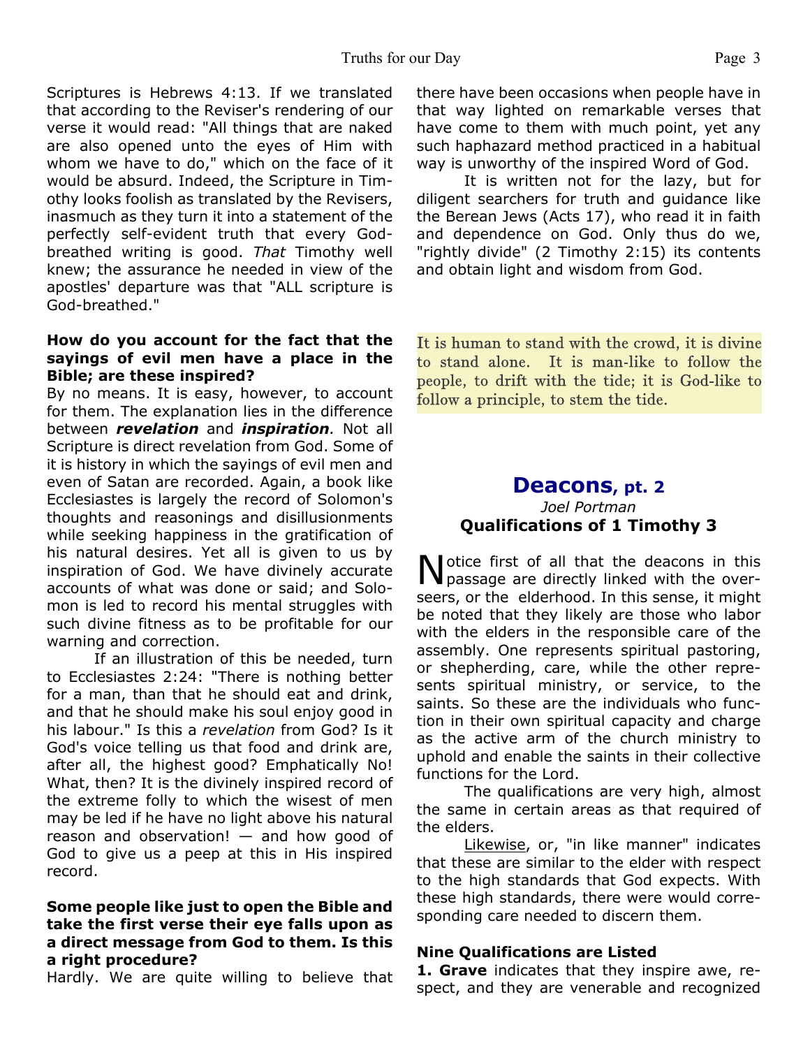Scriptures is Hebrews 4:13. If we translated that according to the Reviser's rendering of our verse it would read: "All things that are naked are also opened unto the eyes of Him with whom we have to do," which on the face of it would be absurd. Indeed, the Scripture in Timothy looks foolish as translated by the Revisers, inasmuch as they turn it into a statement of the perfectly self-evident truth that every God-breathed writing is good. *That* Timothy well knew; the assurance he needed in view of the apostles' departure was that "ALL scripture is God-breathed."

**How do you account for the fact that the sayings of evil men have a place in the Bible; are these inspired?**

By no means. It is easy, however, to account for them. The explanation lies in the difference between ***revelation*** and ***inspiration***. Not all Scripture is direct revelation from God. Some of it is history in which the sayings of evil men and even of Satan are recorded. Again, a book like Ecclesiastes is largely the record of Solomon's thoughts and reasonings and disillusionments while seeking happiness in the gratification of his natural desires. Yet all is given to us by inspiration of God. We have divinely accurate accounts of what was done or said; and Solomon is led to record his mental struggles with such divine fitness as to be profitable for our warning and correction.

If an illustration of this be needed, turn to Ecclesiastes 2:24: "There is nothing better for a man, than that he should eat and drink, and that he should make his soul enjoy good in his labour." Is this a *revelation* from God? Is it God's voice telling us that food and drink are, after all, the highest good? Emphatically No! What, then? It is the divinely inspired record of the extreme folly to which the wisest of men may be led if he have no light above his natural reason and observation! — and how good of God to give us a peep at this in His inspired record.

**Some people like just to open the Bible and take the first verse their eye falls upon as a direct message from God to them. Is this a right procedure?**

Hardly. We are quite willing to believe that there have been occasions when people have in that way lighted on remarkable verses that have come to them with much point, yet any such haphazard method practiced in a habitual way is unworthy of the inspired Word of God.

It is written not for the lazy, but for diligent searchers for truth and guidance like the Berean Jews (Acts 17), who read it in faith and dependence on God. Only thus do we, "rightly divide" (2 Timothy 2:15) its contents and obtain light and wisdom from God.

It is human to stand with the crowd, it is divine to stand alone. It is man-like to follow the people, to drift with the tide; it is God-like to follow a principle, to stem the tide.

## Deacons, pt. 2

*Joel Portman*

**Qualifications of 1 Timothy 3**

Notice first of all that the deacons in this passage are directly linked with the overseers, or the elderhood. In this sense, it might be noted that they likely are those who labor with the elders in the responsible care of the assembly. One represents spiritual pastoring, or shepherding, care, while the other represents spiritual ministry, or service, to the saints. So these are the individuals who function in their own spiritual capacity and charge as the active arm of the church ministry to uphold and enable the saints in their collective functions for the Lord.

The qualifications are very high, almost the same in certain areas as that required of the elders.

Likewise, or, "in like manner" indicates that these are similar to the elder with respect to the high standards that God expects. With these high standards, there were would corresponding care needed to discern them.

**Nine Qualifications are Listed**

**1. Grave** indicates that they inspire awe, respect, and they are venerable and recognized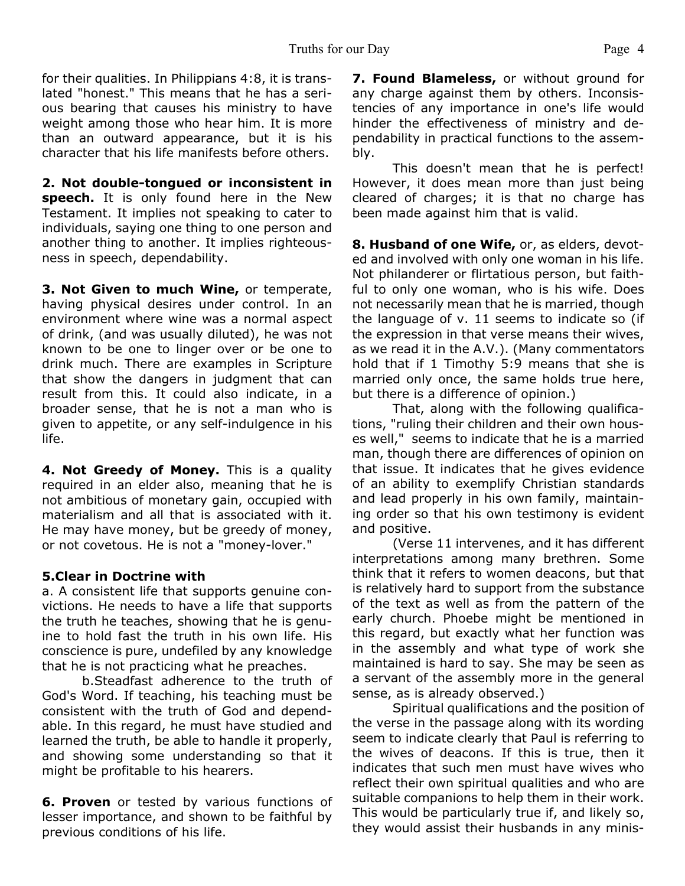for their qualities. In Philippians 4:8, it is translated "honest." This means that he has a serious bearing that causes his ministry to have weight among those who hear him. It is more than an outward appearance, but it is his character that his life manifests before others.

**2. Not double-tongued or inconsistent in speech.** It is only found here in the New Testament. It implies not speaking to cater to individuals, saying one thing to one person and another thing to another. It implies righteousness in speech, dependability.

**3. Not Given to much Wine,** or temperate, having physical desires under control. In an environment where wine was a normal aspect of drink, (and was usually diluted), he was not known to be one to linger over or be one to drink much. There are examples in Scripture that show the dangers in judgment that can result from this. It could also indicate, in a broader sense, that he is not a man who is given to appetite, or any self-indulgence in his life.

**4. Not Greedy of Money.** This is a quality required in an elder also, meaning that he is not ambitious of monetary gain, occupied with materialism and all that is associated with it. He may have money, but be greedy of money, or not covetous. He is not a "money-lover."

**5.Clear in Doctrine with**

a. A consistent life that supports genuine convictions. He needs to have a life that supports the truth he teaches, showing that he is genuine to hold fast the truth in his own life. His conscience is pure, undefiled by any knowledge that he is not practicing what he preaches.

b.Steadfast adherence to the truth of God's Word. If teaching, his teaching must be consistent with the truth of God and dependable. In this regard, he must have studied and learned the truth, be able to handle it properly, and showing some understanding so that it might be profitable to his hearers.

**6. Proven** or tested by various functions of lesser importance, and shown to be faithful by previous conditions of his life.

**7. Found Blameless,** or without ground for any charge against them by others. Inconsistencies of any importance in one's life would hinder the effectiveness of ministry and dependability in practical functions to the assembly.

This doesn't mean that he is perfect! However, it does mean more than just being cleared of charges; it is that no charge has been made against him that is valid.

**8. Husband of one Wife,** or, as elders, devoted and involved with only one woman in his life. Not philanderer or flirtatious person, but faithful to only one woman, who is his wife. Does not necessarily mean that he is married, though the language of v. 11 seems to indicate so (if the expression in that verse means their wives, as we read it in the A.V.). (Many commentators hold that if 1 Timothy 5:9 means that she is married only once, the same holds true here, but there is a difference of opinion.)

That, along with the following qualifications, "ruling their children and their own houses well," seems to indicate that he is a married man, though there are differences of opinion on that issue. It indicates that he gives evidence of an ability to exemplify Christian standards and lead properly in his own family, maintaining order so that his own testimony is evident and positive.

(Verse 11 intervenes, and it has different interpretations among many brethren. Some think that it refers to women deacons, but that is relatively hard to support from the substance of the text as well as from the pattern of the early church. Phoebe might be mentioned in this regard, but exactly what her function was in the assembly and what type of work she maintained is hard to say. She may be seen as a servant of the assembly more in the general sense, as is already observed.)

Spiritual qualifications and the position of the verse in the passage along with its wording seem to indicate clearly that Paul is referring to the wives of deacons. If this is true, then it indicates that such men must have wives who reflect their own spiritual qualities and who are suitable companions to help them in their work. This would be particularly true if, and likely so, they would assist their husbands in any minis-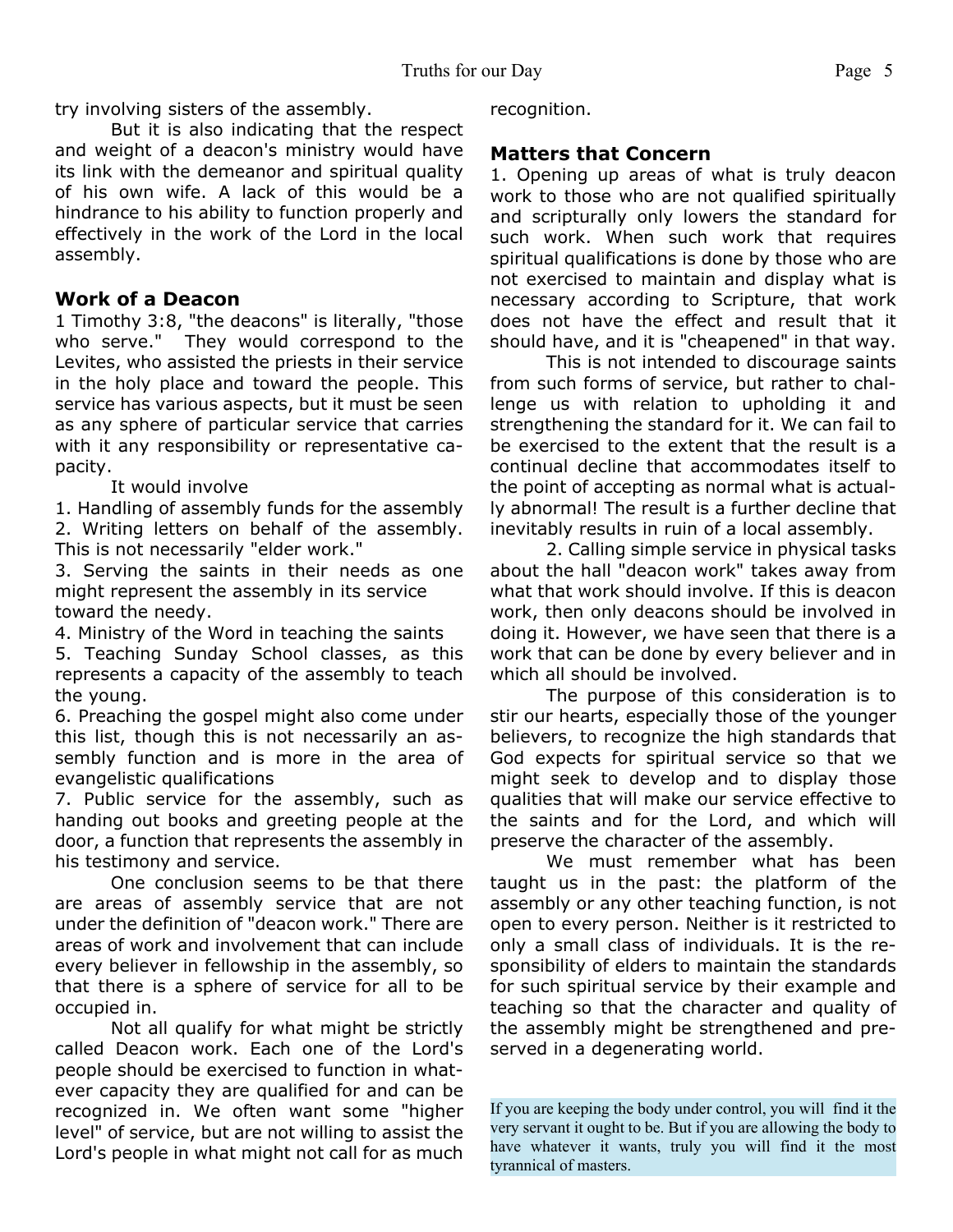try involving sisters of the assembly.

But it is also indicating that the respect and weight of a deacon's ministry would have its link with the demeanor and spiritual quality of his own wife. A lack of this would be a hindrance to his ability to function properly and effectively in the work of the Lord in the local assembly.

### Work of a Deacon

1 Timothy 3:8, "the deacons" is literally, "those who serve." They would correspond to the Levites, who assisted the priests in their service in the holy place and toward the people. This service has various aspects, but it must be seen as any sphere of particular service that carries with it any responsibility or representative capacity.

It would involve

1. Handling of assembly funds for the assembly
2. Writing letters on behalf of the assembly. This is not necessarily "elder work."
3. Serving the saints in their needs as one might represent the assembly in its service toward the needy.
4. Ministry of the Word in teaching the saints
5. Teaching Sunday School classes, as this represents a capacity of the assembly to teach the young.
6. Preaching the gospel might also come under this list, though this is not necessarily an assembly function and is more in the area of evangelistic qualifications
7. Public service for the assembly, such as handing out books and greeting people at the door, a function that represents the assembly in his testimony and service.

One conclusion seems to be that there are areas of assembly service that are not under the definition of "deacon work." There are areas of work and involvement that can include every believer in fellowship in the assembly, so that there is a sphere of service for all to be occupied in.

Not all qualify for what might be strictly called Deacon work. Each one of the Lord's people should be exercised to function in whatever capacity they are qualified for and can be recognized in. We often want some "higher level" of service, but are not willing to assist the Lord's people in what might not call for as much recognition.

### Matters that Concern

1. Opening up areas of what is truly deacon work to those who are not qualified spiritually and scripturally only lowers the standard for such work. When such work that requires spiritual qualifications is done by those who are not exercised to maintain and display what is necessary according to Scripture, that work does not have the effect and result that it should have, and it is "cheapened" in that way.

This is not intended to discourage saints from such forms of service, but rather to challenge us with relation to upholding it and strengthening the standard for it. We can fail to be exercised to the extent that the result is a continual decline that accommodates itself to the point of accepting as normal what is actually abnormal! The result is a further decline that inevitably results in ruin of a local assembly.

2. Calling simple service in physical tasks about the hall "deacon work" takes away from what that work should involve. If this is deacon work, then only deacons should be involved in doing it. However, we have seen that there is a work that can be done by every believer and in which all should be involved.

The purpose of this consideration is to stir our hearts, especially those of the younger believers, to recognize the high standards that God expects for spiritual service so that we might seek to develop and to display those qualities that will make our service effective to the saints and for the Lord, and which will preserve the character of the assembly.

We must remember what has been taught us in the past: the platform of the assembly or any other teaching function, is not open to every person. Neither is it restricted to only a small class of individuals. It is the responsibility of elders to maintain the standards for such spiritual service by their example and teaching so that the character and quality of the assembly might be strengthened and preserved in a degenerating world.

If you are keeping the body under control, you will find it the very servant it ought to be. But if you are allowing the body to have whatever it wants, truly you will find it the most tyrannical of masters.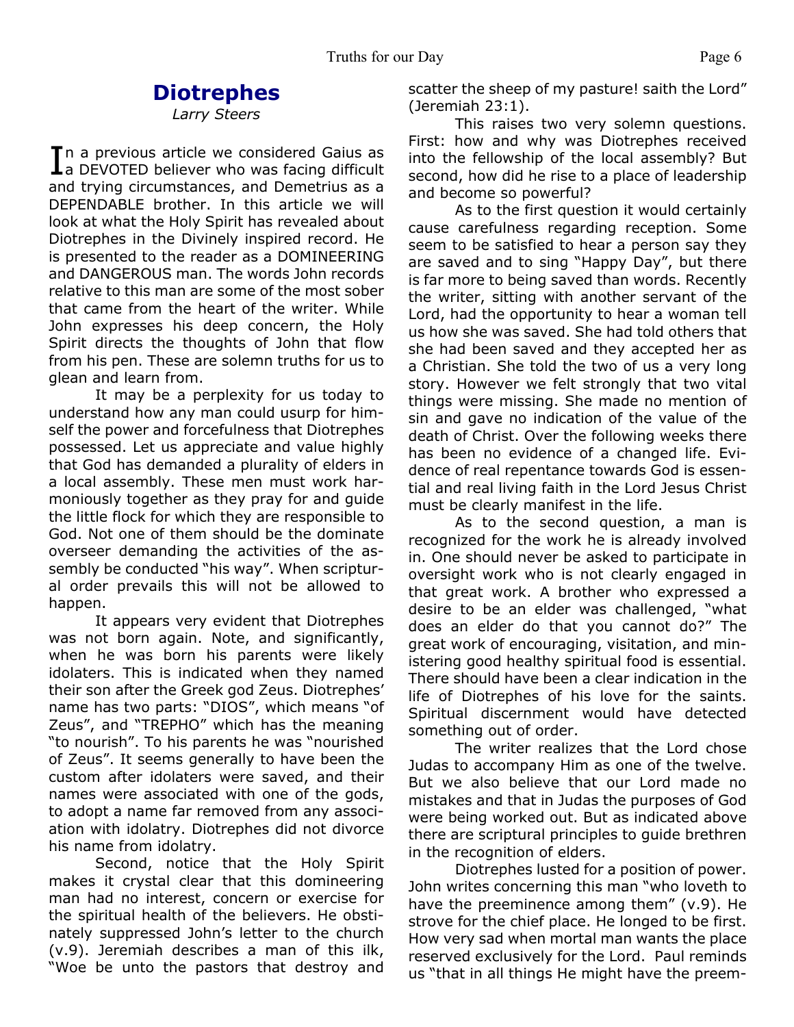# Diotrephes

*Larry Steers*

In a previous article we considered Gaius as a DEVOTED believer who was facing difficult and trying circumstances, and Demetrius as a DEPENDABLE brother. In this article we will look at what the Holy Spirit has revealed about Diotrephes in the Divinely inspired record. He is presented to the reader as a DOMINEERING and DANGEROUS man. The words John records relative to this man are some of the most sober that came from the heart of the writer. While John expresses his deep concern, the Holy Spirit directs the thoughts of John that flow from his pen. These are solemn truths for us to glean and learn from.

It may be a perplexity for us today to understand how any man could usurp for himself the power and forcefulness that Diotrephes possessed. Let us appreciate and value highly that God has demanded a plurality of elders in a local assembly. These men must work harmoniously together as they pray for and guide the little flock for which they are responsible to God. Not one of them should be the dominate overseer demanding the activities of the assembly be conducted "his way". When scriptural order prevails this will not be allowed to happen.

It appears very evident that Diotrephes was not born again. Note, and significantly, when he was born his parents were likely idolaters. This is indicated when they named their son after the Greek god Zeus. Diotrephes' name has two parts: "DIOS", which means "of Zeus", and "TREPHO" which has the meaning "to nourish". To his parents he was "nourished of Zeus". It seems generally to have been the custom after idolaters were saved, and their names were associated with one of the gods, to adopt a name far removed from any association with idolatry. Diotrephes did not divorce his name from idolatry.

Second, notice that the Holy Spirit makes it crystal clear that this domineering man had no interest, concern or exercise for the spiritual health of the believers. He obstinately suppressed John's letter to the church (v.9). Jeremiah describes a man of this ilk, "Woe be unto the pastors that destroy and scatter the sheep of my pasture! saith the Lord" (Jeremiah 23:1).

This raises two very solemn questions. First: how and why was Diotrephes received into the fellowship of the local assembly? But second, how did he rise to a place of leadership and become so powerful?

As to the first question it would certainly cause carefulness regarding reception. Some seem to be satisfied to hear a person say they are saved and to sing "Happy Day", but there is far more to being saved than words. Recently the writer, sitting with another servant of the Lord, had the opportunity to hear a woman tell us how she was saved. She had told others that she had been saved and they accepted her as a Christian. She told the two of us a very long story. However we felt strongly that two vital things were missing. She made no mention of sin and gave no indication of the value of the death of Christ. Over the following weeks there has been no evidence of a changed life. Evidence of real repentance towards God is essential and real living faith in the Lord Jesus Christ must be clearly manifest in the life.

As to the second question, a man is recognized for the work he is already involved in. One should never be asked to participate in oversight work who is not clearly engaged in that great work. A brother who expressed a desire to be an elder was challenged, "what does an elder do that you cannot do?" The great work of encouraging, visitation, and ministering good healthy spiritual food is essential. There should have been a clear indication in the life of Diotrephes of his love for the saints. Spiritual discernment would have detected something out of order.

The writer realizes that the Lord chose Judas to accompany Him as one of the twelve. But we also believe that our Lord made no mistakes and that in Judas the purposes of God were being worked out. But as indicated above there are scriptural principles to guide brethren in the recognition of elders.

Diotrephes lusted for a position of power. John writes concerning this man "who loveth to have the preeminence among them" (v.9). He strove for the chief place. He longed to be first. How very sad when mortal man wants the place reserved exclusively for the Lord. Paul reminds us "that in all things He might have the preem-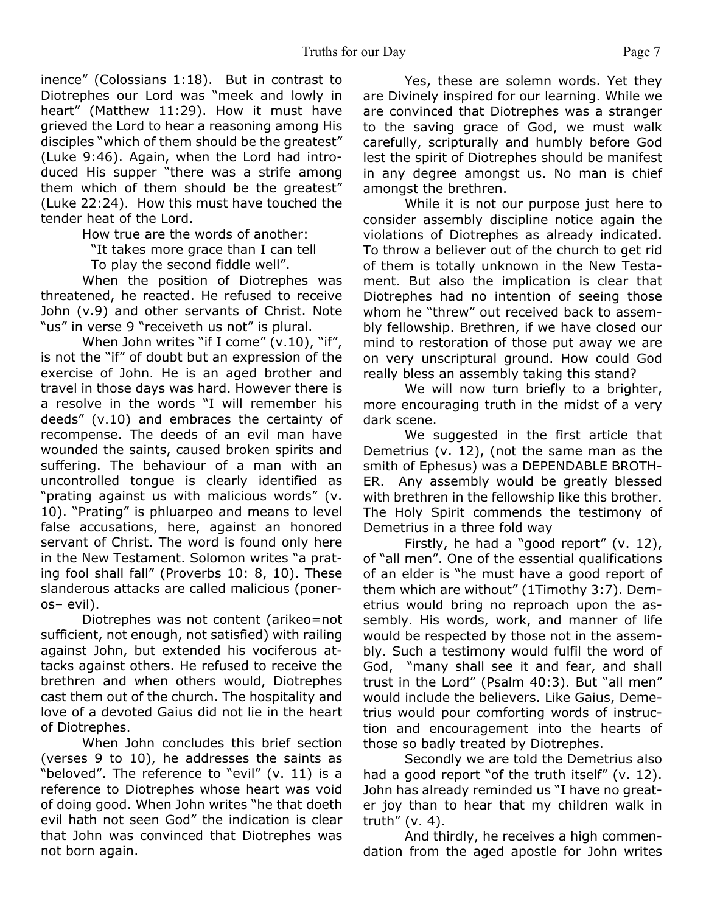inence" (Colossians 1:18). But in contrast to Diotrephes our Lord was "meek and lowly in heart" (Matthew 11:29). How it must have grieved the Lord to hear a reasoning among His disciples "which of them should be the greatest" (Luke 9:46). Again, when the Lord had introduced His supper "there was a strife among them which of them should be the greatest" (Luke 22:24). How this must have touched the tender heat of the Lord.

How true are the words of another:

"It takes more grace than I can tell
To play the second fiddle well".

When the position of Diotrephes was threatened, he reacted. He refused to receive John (v.9) and other servants of Christ. Note "us" in verse 9 "receiveth us not" is plural.

When John writes "if I come" (v.10), "if", is not the "if" of doubt but an expression of the exercise of John. He is an aged brother and travel in those days was hard. However there is a resolve in the words "I will remember his deeds" (v.10) and embraces the certainty of recompense. The deeds of an evil man have wounded the saints, caused broken spirits and suffering. The behaviour of a man with an uncontrolled tongue is clearly identified as "prating against us with malicious words" (v. 10). "Prating" is phluarpeo and means to level false accusations, here, against an honored servant of Christ. The word is found only here in the New Testament. Solomon writes "a prating fool shall fall" (Proverbs 10: 8, 10). These slanderous attacks are called malicious (poneros– evil).

Diotrephes was not content (arikeo=not sufficient, not enough, not satisfied) with railing against John, but extended his vociferous attacks against others. He refused to receive the brethren and when others would, Diotrephes cast them out of the church. The hospitality and love of a devoted Gaius did not lie in the heart of Diotrephes.

When John concludes this brief section (verses 9 to 10), he addresses the saints as "beloved". The reference to "evil" (v. 11) is a reference to Diotrephes whose heart was void of doing good. When John writes "he that doeth evil hath not seen God" the indication is clear that John was convinced that Diotrephes was not born again.

Yes, these are solemn words. Yet they are Divinely inspired for our learning. While we are convinced that Diotrephes was a stranger to the saving grace of God, we must walk carefully, scripturally and humbly before God lest the spirit of Diotrephes should be manifest in any degree amongst us. No man is chief amongst the brethren.

While it is not our purpose just here to consider assembly discipline notice again the violations of Diotrephes as already indicated. To throw a believer out of the church to get rid of them is totally unknown in the New Testament. But also the implication is clear that Diotrephes had no intention of seeing those whom he "threw" out received back to assembly fellowship. Brethren, if we have closed our mind to restoration of those put away we are on very unscriptural ground. How could God really bless an assembly taking this stand?

We will now turn briefly to a brighter, more encouraging truth in the midst of a very dark scene.

We suggested in the first article that Demetrius (v. 12), (not the same man as the smith of Ephesus) was a DEPENDABLE BROTHER. Any assembly would be greatly blessed with brethren in the fellowship like this brother. The Holy Spirit commends the testimony of Demetrius in a three fold way

Firstly, he had a "good report" (v. 12), of "all men". One of the essential qualifications of an elder is "he must have a good report of them which are without" (1Timothy 3:7). Demetrius would bring no reproach upon the assembly. His words, work, and manner of life would be respected by those not in the assembly. Such a testimony would fulfil the word of God, "many shall see it and fear, and shall trust in the Lord" (Psalm 40:3). But "all men" would include the believers. Like Gaius, Demetrius would pour comforting words of instruction and encouragement into the hearts of those so badly treated by Diotrephes.

Secondly we are told the Demetrius also had a good report "of the truth itself" (v. 12). John has already reminded us "I have no greater joy than to hear that my children walk in truth" (v. 4).

And thirdly, he receives a high commendation from the aged apostle for John writes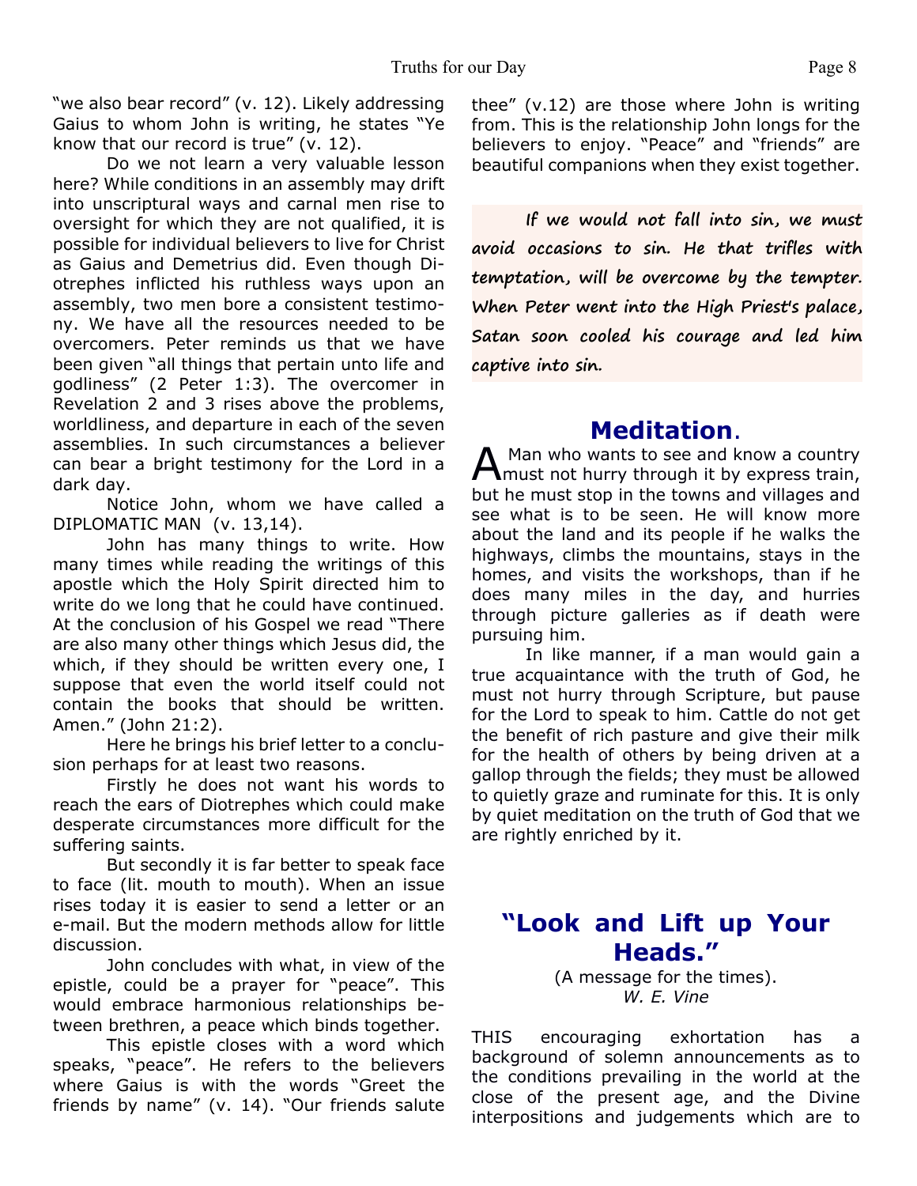"we also bear record" (v. 12). Likely addressing Gaius to whom John is writing, he states "Ye know that our record is true" (v. 12).

Do we not learn a very valuable lesson here? While conditions in an assembly may drift into unscriptural ways and carnal men rise to oversight for which they are not qualified, it is possible for individual believers to live for Christ as Gaius and Demetrius did. Even though Diotrephes inflicted his ruthless ways upon an assembly, two men bore a consistent testimony. We have all the resources needed to be overcomers. Peter reminds us that we have been given "all things that pertain unto life and godliness" (2 Peter 1:3). The overcomer in Revelation 2 and 3 rises above the problems, worldliness, and departure in each of the seven assemblies. In such circumstances a believer can bear a bright testimony for the Lord in a dark day.

Notice John, whom we have called a DIPLOMATIC MAN (v. 13,14).

John has many things to write. How many times while reading the writings of this apostle which the Holy Spirit directed him to write do we long that he could have continued. At the conclusion of his Gospel we read "There are also many other things which Jesus did, the which, if they should be written every one, I suppose that even the world itself could not contain the books that should be written. Amen." (John 21:2).

Here he brings his brief letter to a conclusion perhaps for at least two reasons.

Firstly he does not want his words to reach the ears of Diotrephes which could make desperate circumstances more difficult for the suffering saints.

But secondly it is far better to speak face to face (lit. mouth to mouth). When an issue rises today it is easier to send a letter or an e-mail. But the modern methods allow for little discussion.

John concludes with what, in view of the epistle, could be a prayer for "peace". This would embrace harmonious relationships between brethren, a peace which binds together.

This epistle closes with a word which speaks, "peace". He refers to the believers where Gaius is with the words "Greet the friends by name" (v. 14). "Our friends salute thee" (v.12) are those where John is writing from. This is the relationship John longs for the believers to enjoy. "Peace" and "friends" are beautiful companions when they exist together.

***If we would not fall into sin, we must avoid occasions to sin. He that trifles with temptation, will be overcome by the tempter. When Peter went into the High Priest's palace, Satan soon cooled his courage and led him captive into sin.***

## Meditation.

A Man who wants to see and know a country must not hurry through it by express train, but he must stop in the towns and villages and see what is to be seen. He will know more about the land and its people if he walks the highways, climbs the mountains, stays in the homes, and visits the workshops, than if he does many miles in the day, and hurries through picture galleries as if death were pursuing him.

In like manner, if a man would gain a true acquaintance with the truth of God, he must not hurry through Scripture, but pause for the Lord to speak to him. Cattle do not get the benefit of rich pasture and give their milk for the health of others by being driven at a gallop through the fields; they must be allowed to quietly graze and ruminate for this. It is only by quiet meditation on the truth of God that we are rightly enriched by it.

## "Look and Lift up Your Heads."

(A message for the times).
*W. E. Vine*

THIS encouraging exhortation has a background of solemn announcements as to the conditions prevailing in the world at the close of the present age, and the Divine interpositions and judgements which are to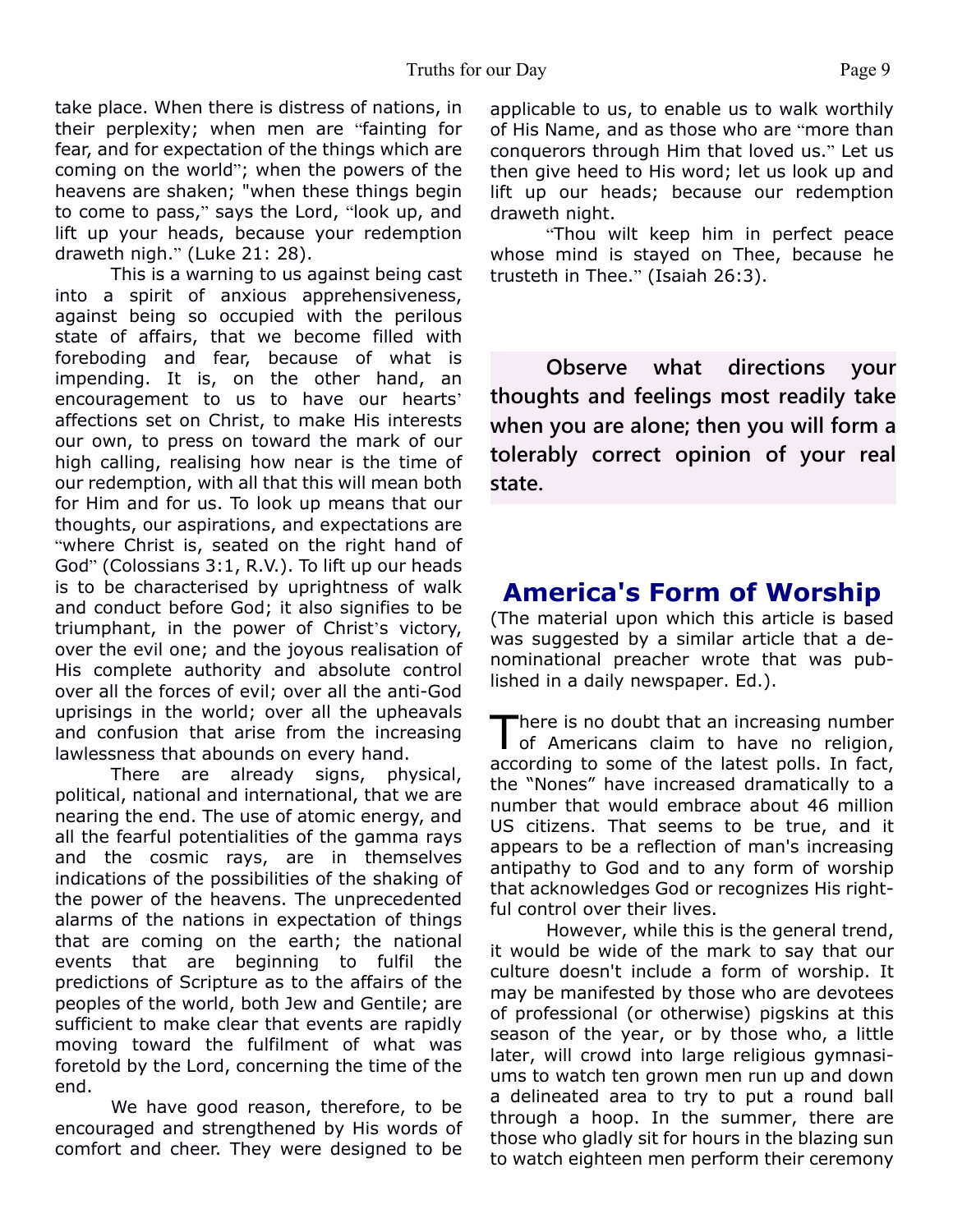take place. When there is distress of nations, in their perplexity; when men are "fainting for fear, and for expectation of the things which are coming on the world"; when the powers of the heavens are shaken; "when these things begin to come to pass," says the Lord, "look up, and lift up your heads, because your redemption draweth nigh." (Luke 21: 28).

This is a warning to us against being cast into a spirit of anxious apprehensiveness, against being so occupied with the perilous state of affairs, that we become filled with foreboding and fear, because of what is impending. It is, on the other hand, an encouragement to us to have our hearts' affections set on Christ, to make His interests our own, to press on toward the mark of our high calling, realising how near is the time of our redemption, with all that this will mean both for Him and for us. To look up means that our thoughts, our aspirations, and expectations are "where Christ is, seated on the right hand of God" (Colossians 3:1, R.V.). To lift up our heads is to be characterised by uprightness of walk and conduct before God; it also signifies to be triumphant, in the power of Christ's victory, over the evil one; and the joyous realisation of His complete authority and absolute control over all the forces of evil; over all the anti-God uprisings in the world; over all the upheavals and confusion that arise from the increasing lawlessness that abounds on every hand.

There are already signs, physical, political, national and international, that we are nearing the end. The use of atomic energy, and all the fearful potentialities of the gamma rays and the cosmic rays, are in themselves indications of the possibilities of the shaking of the power of the heavens. The unprecedented alarms of the nations in expectation of things that are coming on the earth; the national events that are beginning to fulfil the predictions of Scripture as to the affairs of the peoples of the world, both Jew and Gentile; are sufficient to make clear that events are rapidly moving toward the fulfilment of what was foretold by the Lord, concerning the time of the end.

We have good reason, therefore, to be encouraged and strengthened by His words of comfort and cheer. They were designed to be applicable to us, to enable us to walk worthily of His Name, and as those who are "more than conquerors through Him that loved us." Let us then give heed to His word; let us look up and lift up our heads; because our redemption draweth night.

"Thou wilt keep him in perfect peace whose mind is stayed on Thee, because he trusteth in Thee." (Isaiah 26:3).

**Observe what directions your thoughts and feelings most readily take when you are alone; then you will form a tolerably correct opinion of your real state.**

## America's Form of Worship

(The material upon which this article is based was suggested by a similar article that a denominational preacher wrote that was published in a daily newspaper. Ed.).

There is no doubt that an increasing number of Americans claim to have no religion, according to some of the latest polls. In fact, the "Nones" have increased dramatically to a number that would embrace about 46 million US citizens. That seems to be true, and it appears to be a reflection of man's increasing antipathy to God and to any form of worship that acknowledges God or recognizes His rightful control over their lives.

However, while this is the general trend, it would be wide of the mark to say that our culture doesn't include a form of worship. It may be manifested by those who are devotees of professional (or otherwise) pigskins at this season of the year, or by those who, a little later, will crowd into large religious gymnasiums to watch ten grown men run up and down a delineated area to try to put a round ball through a hoop. In the summer, there are those who gladly sit for hours in the blazing sun to watch eighteen men perform their ceremony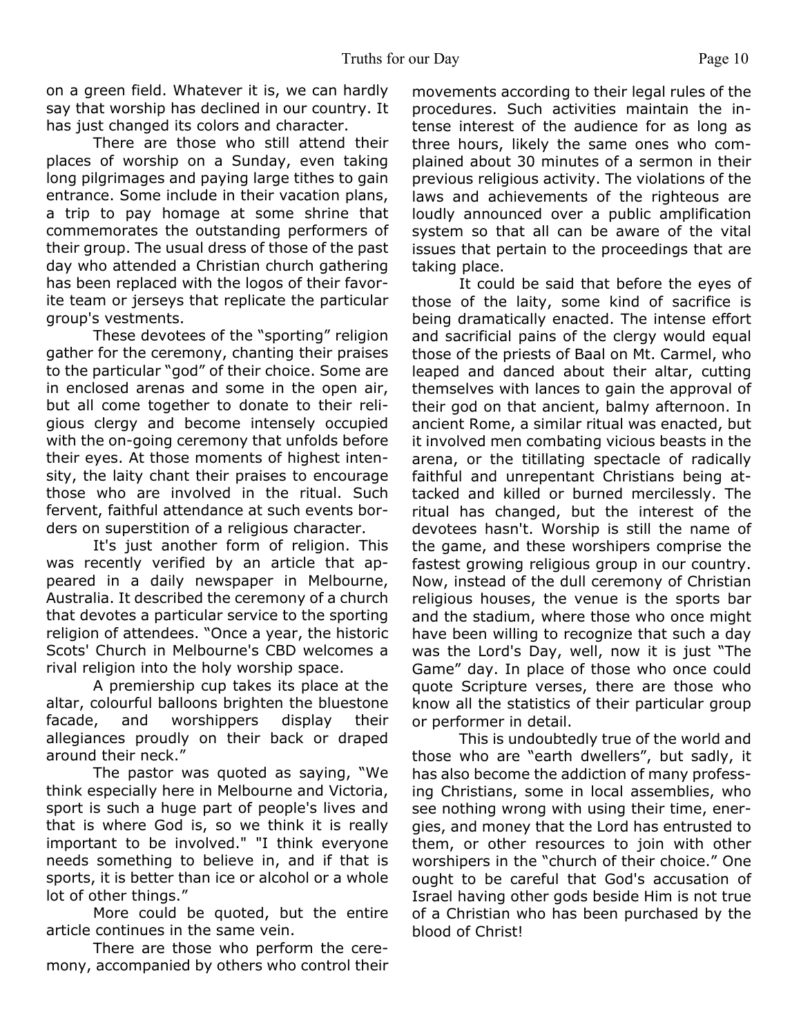on a green field. Whatever it is, we can hardly say that worship has declined in our country. It has just changed its colors and character.

There are those who still attend their places of worship on a Sunday, even taking long pilgrimages and paying large tithes to gain entrance. Some include in their vacation plans, a trip to pay homage at some shrine that commemorates the outstanding performers of their group. The usual dress of those of the past day who attended a Christian church gathering has been replaced with the logos of their favorite team or jerseys that replicate the particular group's vestments.

These devotees of the "sporting" religion gather for the ceremony, chanting their praises to the particular "god" of their choice. Some are in enclosed arenas and some in the open air, but all come together to donate to their religious clergy and become intensely occupied with the on-going ceremony that unfolds before their eyes. At those moments of highest intensity, the laity chant their praises to encourage those who are involved in the ritual. Such fervent, faithful attendance at such events borders on superstition of a religious character.

It's just another form of religion. This was recently verified by an article that appeared in a daily newspaper in Melbourne, Australia. It described the ceremony of a church that devotes a particular service to the sporting religion of attendees. "Once a year, the historic Scots' Church in Melbourne's CBD welcomes a rival religion into the holy worship space.

A premiership cup takes its place at the altar, colourful balloons brighten the bluestone facade, and worshippers display their allegiances proudly on their back or draped around their neck."

The pastor was quoted as saying, "We think especially here in Melbourne and Victoria, sport is such a huge part of people's lives and that is where God is, so we think it is really important to be involved." "I think everyone needs something to believe in, and if that is sports, it is better than ice or alcohol or a whole lot of other things."

More could be quoted, but the entire article continues in the same vein.

There are those who perform the ceremony, accompanied by others who control their movements according to their legal rules of the procedures. Such activities maintain the intense interest of the audience for as long as three hours, likely the same ones who complained about 30 minutes of a sermon in their previous religious activity. The violations of the laws and achievements of the righteous are loudly announced over a public amplification system so that all can be aware of the vital issues that pertain to the proceedings that are taking place.

It could be said that before the eyes of those of the laity, some kind of sacrifice is being dramatically enacted. The intense effort and sacrificial pains of the clergy would equal those of the priests of Baal on Mt. Carmel, who leaped and danced about their altar, cutting themselves with lances to gain the approval of their god on that ancient, balmy afternoon. In ancient Rome, a similar ritual was enacted, but it involved men combating vicious beasts in the arena, or the titillating spectacle of radically faithful and unrepentant Christians being attacked and killed or burned mercilessly. The ritual has changed, but the interest of the devotees hasn't. Worship is still the name of the game, and these worshipers comprise the fastest growing religious group in our country. Now, instead of the dull ceremony of Christian religious houses, the venue is the sports bar and the stadium, where those who once might have been willing to recognize that such a day was the Lord's Day, well, now it is just "The Game" day. In place of those who once could quote Scripture verses, there are those who know all the statistics of their particular group or performer in detail.

This is undoubtedly true of the world and those who are "earth dwellers", but sadly, it has also become the addiction of many professing Christians, some in local assemblies, who see nothing wrong with using their time, energies, and money that the Lord has entrusted to them, or other resources to join with other worshipers in the "church of their choice." One ought to be careful that God's accusation of Israel having other gods beside Him is not true of a Christian who has been purchased by the blood of Christ!